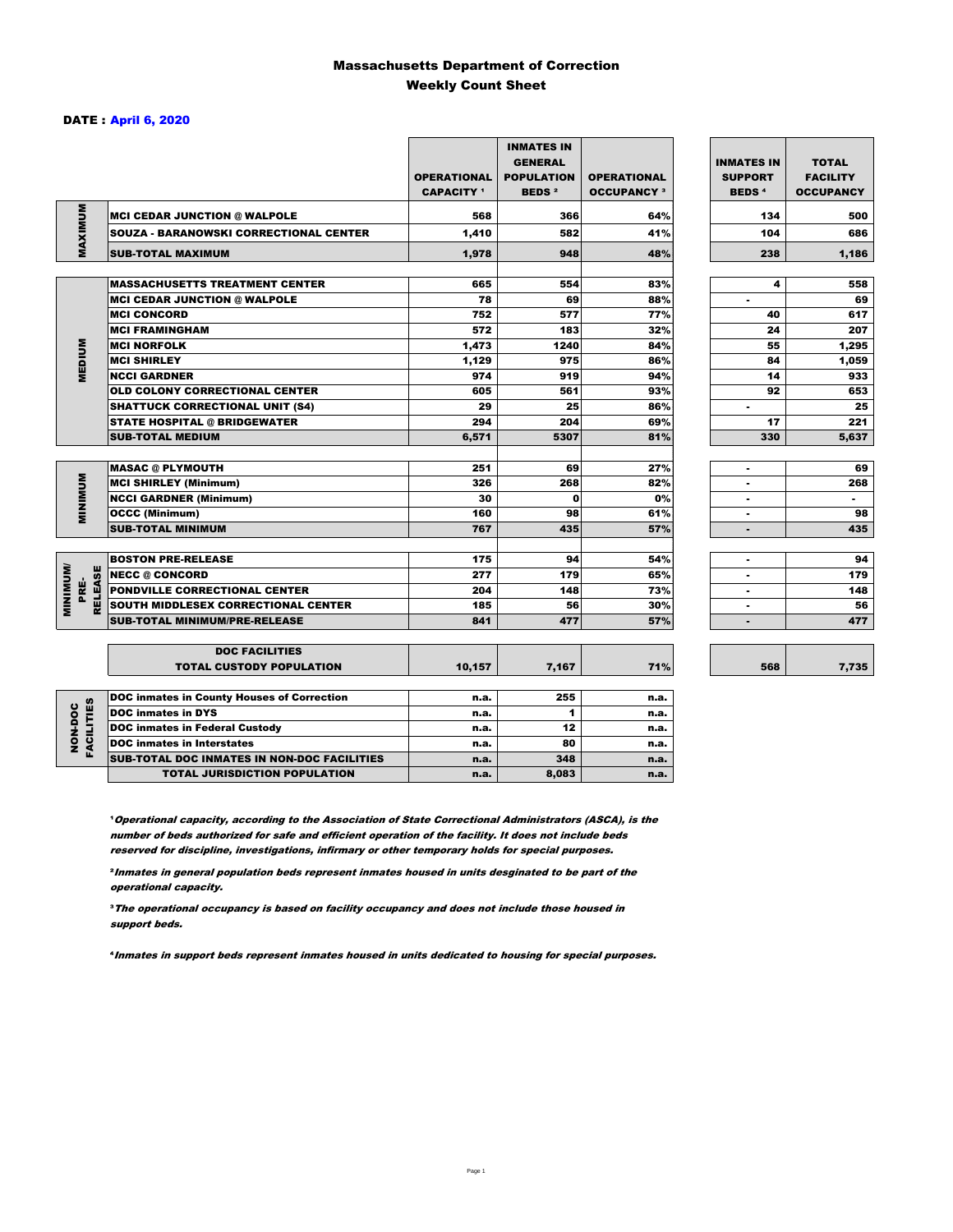# Massachusetts Department of Correction
## Weekly Count Sheet

DATE : April 6, 2020

| | | OPERATIONAL CAPACITY [1] | INMATES IN GENERAL POPULATION BEDS [2] | OPERATIONAL OCCUPANCY [3] | INMATES IN SUPPORT BEDS [4] | TOTAL FACILITY OCCUPANCY |
|---|---|---|---|---|---|---|
| MAXIMUM | MCI CEDAR JUNCTION @ WALPOLE | 568 | 366 | 64% | 134 | 500 |
| | SOUZA - BARANOWSKI CORRECTIONAL CENTER | 1,410 | 582 | 41% | 104 | 686 |
| | SUB-TOTAL MAXIMUM | 1,978 | 948 | 48% | 238 | 1,186 |
| MEDIUM | MASSACHUSETTS TREATMENT CENTER | 665 | 554 | 83% | 4 | 558 |
| | MCI CEDAR JUNCTION @ WALPOLE | 78 | 69 | 88% | - | 69 |
| | MCI CONCORD | 752 | 577 | 77% | 40 | 617 |
| | MCI FRAMINGHAM | 572 | 183 | 32% | 24 | 207 |
| | MCI NORFOLK | 1,473 | 1240 | 84% | 55 | 1,295 |
| | MCI SHIRLEY | 1,129 | 975 | 86% | 84 | 1,059 |
| | NCCI GARDNER | 974 | 919 | 94% | 14 | 933 |
| | OLD COLONY CORRECTIONAL CENTER | 605 | 561 | 93% | 92 | 653 |
| | SHATTUCK CORRECTIONAL UNIT (S4) | 29 | 25 | 86% | - | 25 |
| | STATE HOSPITAL @ BRIDGEWATER | 294 | 204 | 69% | 17 | 221 |
| | SUB-TOTAL MEDIUM | 6,571 | 5307 | 81% | 330 | 5,637 |
| MINIMUM | MASAC @ PLYMOUTH | 251 | 69 | 27% | - | 69 |
| | MCI SHIRLEY (Minimum) | 326 | 268 | 82% | - | 268 |
| | NCCI GARDNER (Minimum) | 30 | 0 | 0% | - | - |
| | OCCC (Minimum) | 160 | 98 | 61% | - | 98 |
| | SUB-TOTAL MINIMUM | 767 | 435 | 57% | - | 435 |
| MINIMUM/ PRE-RELEASE | BOSTON PRE-RELEASE | 175 | 94 | 54% | - | 94 |
| | NECC @ CONCORD | 277 | 179 | 65% | - | 179 |
| | PONDVILLE CORRECTIONAL CENTER | 204 | 148 | 73% | - | 148 |
| | SOUTH MIDDLESEX CORRECTIONAL CENTER | 185 | 56 | 30% | - | 56 |
| | SUB-TOTAL MINIMUM/PRE-RELEASE | 841 | 477 | 57% | - | 477 |
| | DOC FACILITIES TOTAL CUSTODY POPULATION | 10,157 | 7,167 | 71% | 568 | 7,735 |
| NON-DOC FACILITIES | DOC inmates in County Houses of Correction | n.a. | 255 | n.a. | | |
| | DOC inmates in DYS | n.a. | 1 | n.a. | | |
| | DOC inmates in Federal Custody | n.a. | 12 | n.a. | | |
| | DOC inmates in Interstates | n.a. | 80 | n.a. | | |
| | SUB-TOTAL DOC INMATES IN NON-DOC FACILITIES | n.a. | 348 | n.a. | | |
| | TOTAL JURISDICTION POPULATION | n.a. | 8,083 | n.a. | | |

[1] *Operational capacity, according to the Association of State Correctional Administrators (ASCA), is the number of beds authorized for safe and efficient operation of the facility. It does not include beds reserved for discipline, investigations, infirmary or other temporary holds for special purposes.*

[2] *Inmates in general population beds represent inmates housed in units desginated to be part of the operational capacity.*

[3] *The operational occupancy is based on facility occupancy and does not include those housed in support beds.*

[4] *Inmates in support beds represent inmates housed in units dedicated to housing for special purposes.*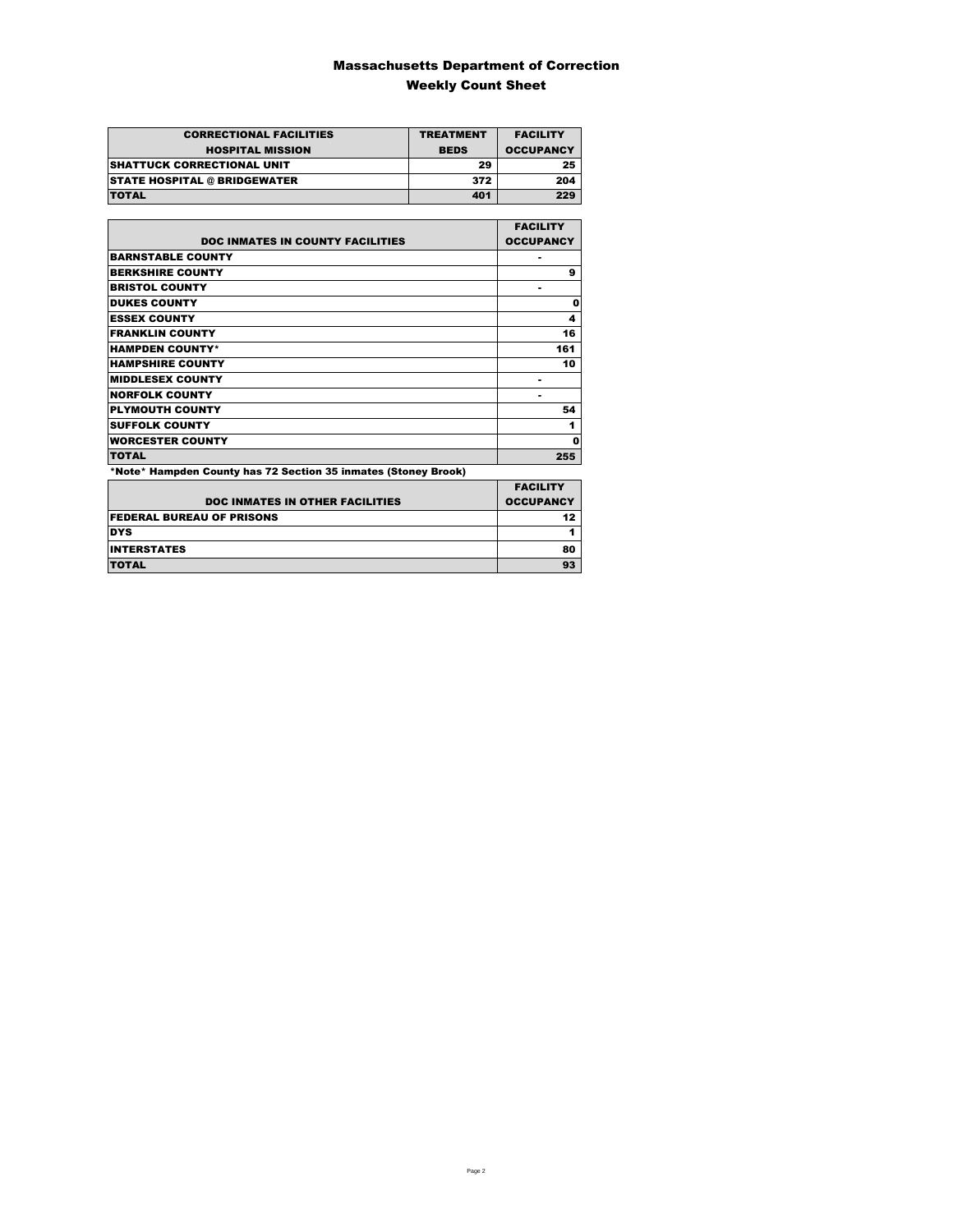# Massachusetts Department of Correction
## Weekly Count Sheet

| CORRECTIONAL FACILITIES HOSPITAL MISSION | TREATMENT BEDS | FACILITY OCCUPANCY |
|---|---|---|
| SHATTUCK CORRECTIONAL UNIT | 29 | 25 |
| STATE HOSPITAL @ BRIDGEWATER | 372 | 204 |
| TOTAL | 401 | 229 |

| DOC INMATES IN COUNTY FACILITIES | FACILITY OCCUPANCY |
|---|---|
| BARNSTABLE COUNTY | - |
| BERKSHIRE COUNTY | 9 |
| BRISTOL COUNTY | - |
| DUKES COUNTY | 0 |
| ESSEX COUNTY | 4 |
| FRANKLIN COUNTY | 16 |
| HAMPDEN COUNTY* | 161 |
| HAMPSHIRE COUNTY | 10 |
| MIDDLESEX COUNTY | - |
| NORFOLK COUNTY | - |
| PLYMOUTH COUNTY | 54 |
| SUFFOLK COUNTY | 1 |
| WORCESTER COUNTY | 0 |
| TOTAL | 255 |

*Note* Hampden County has 72 Section 35 inmates (Stoney Brook)

| DOC INMATES IN OTHER FACILITIES | FACILITY OCCUPANCY |
|---|---|
| FEDERAL BUREAU OF PRISONS | 12 |
| DYS | 1 |
| INTERSTATES | 80 |
| TOTAL | 93 |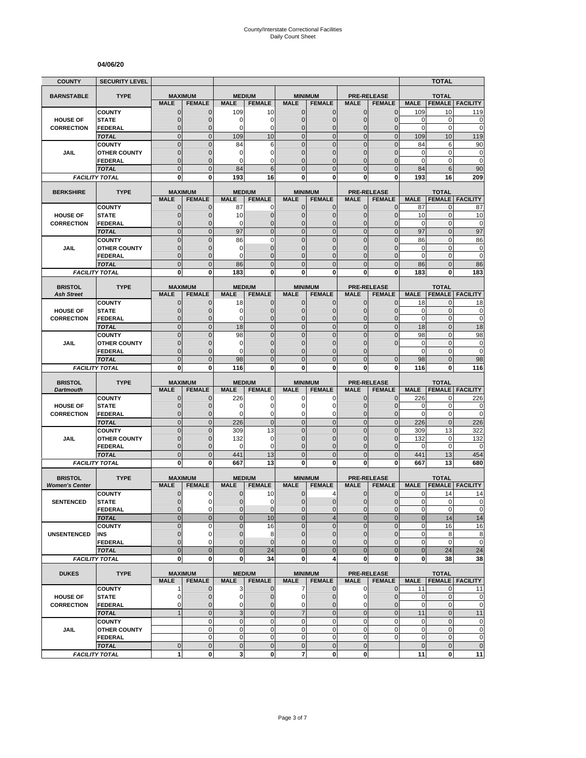# County/Interstate Correctional Facilities
## Daily Count Sheet

**04/06/20**

| COUNTY | SECURITY LEVEL | | | | | | | | | | TOTAL | |
|---|---|---|---|---|---|---|---|---|---|---|---|---|
| **BARNSTABLE** | **TYPE** | **MAXIMUM** | | **MEDIUM** | | **MINIMUM** | | **PRE-RELEASE** | | **TOTAL** | | |
| | | **MALE** | **FEMALE** | **MALE** | **FEMALE** | **MALE** | **FEMALE** | **MALE** | **FEMALE** | **MALE** | **FEMALE** | **FACILITY** |
| **HOUSE OF CORRECTION** | COUNTY | 0 | 0 | 109 | 10 | 0 | 0 | 0 | 0 | 109 | 10 | 119 |
| | STATE | 0 | 0 | 0 | 0 | 0 | 0 | 0 | 0 | 0 | 0 | 0 |
| | FEDERAL | 0 | 0 | 0 | 0 | 0 | 0 | 0 | 0 | 0 | 0 | 0 |
| | *TOTAL* | 0 | 0 | 109 | 10 | 0 | 0 | 0 | 0 | 109 | 10 | 119 |
| **JAIL** | COUNTY | 0 | 0 | 84 | 6 | 0 | 0 | 0 | 0 | 84 | 6 | 90 |
| | OTHER COUNTY | 0 | 0 | 0 | 0 | 0 | 0 | 0 | 0 | 0 | 0 | 0 |
| | FEDERAL | 0 | 0 | 0 | 0 | 0 | 0 | 0 | 0 | 0 | 0 | 0 |
| | *TOTAL* | 0 | 0 | 84 | 6 | 0 | 0 | 0 | 0 | 84 | 6 | 90 |
| *FACILITY TOTAL* | | **0** | **0** | **193** | **16** | **0** | **0** | **0** | **0** | **193** | **16** | **209** |
| **BERKSHIRE** | **TYPE** | **MAXIMUM** | | **MEDIUM** | | **MINIMUM** | | **PRE-RELEASE** | | **TOTAL** | | |
| | | **MALE** | **FEMALE** | **MALE** | **FEMALE** | **MALE** | **FEMALE** | **MALE** | **FEMALE** | **MALE** | **FEMALE** | **FACILITY** |
| **HOUSE OF CORRECTION** | COUNTY | 0 | 0 | 87 | 0 | 0 | 0 | 0 | 0 | 87 | 0 | 87 |
| | STATE | 0 | 0 | 10 | 0 | 0 | 0 | 0 | 0 | 10 | 0 | 10 |
| | FEDERAL | 0 | 0 | 0 | 0 | 0 | 0 | 0 | 0 | 0 | 0 | 0 |
| | *TOTAL* | 0 | 0 | 97 | 0 | 0 | 0 | 0 | 0 | 97 | 0 | 97 |
| **JAIL** | COUNTY | 0 | 0 | 86 | 0 | 0 | 0 | 0 | 0 | 86 | 0 | 86 |
| | OTHER COUNTY | 0 | 0 | 0 | 0 | 0 | 0 | 0 | 0 | 0 | 0 | 0 |
| | FEDERAL | 0 | 0 | 0 | 0 | 0 | 0 | 0 | 0 | 0 | 0 | 0 |
| | *TOTAL* | 0 | 0 | 86 | 0 | 0 | 0 | 0 | 0 | 86 | 0 | 86 |
| *FACILITY TOTAL* | | **0** | **0** | **183** | **0** | **0** | **0** | **0** | **0** | **183** | **0** | **183** |
| **BRISTOL** *Ash Street* | **TYPE** | **MAXIMUM** | | **MEDIUM** | | **MINIMUM** | | **PRE-RELEASE** | | **TOTAL** | | |
| | | **MALE** | **FEMALE** | **MALE** | **FEMALE** | **MALE** | **FEMALE** | **MALE** | **FEMALE** | **MALE** | **FEMALE** | **FACILITY** |
| **HOUSE OF CORRECTION** | COUNTY | 0 | 0 | 18 | 0 | 0 | 0 | 0 | 0 | 18 | 0 | 18 |
| | STATE | 0 | 0 | 0 | 0 | 0 | 0 | 0 | 0 | 0 | 0 | 0 |
| | FEDERAL | 0 | 0 | 0 | 0 | 0 | 0 | 0 | 0 | 0 | 0 | 0 |
| | *TOTAL* | 0 | 0 | 18 | 0 | 0 | 0 | 0 | 0 | 18 | 0 | 18 |
| **JAIL** | COUNTY | 0 | 0 | 98 | 0 | 0 | 0 | 0 | 0 | 98 | 0 | 98 |
| | OTHER COUNTY | 0 | 0 | 0 | 0 | 0 | 0 | 0 | 0 | 0 | 0 | 0 |
| | FEDERAL | 0 | 0 | 0 | 0 | 0 | 0 | 0 | | 0 | 0 | 0 |
| | *TOTAL* | 0 | 0 | 98 | 0 | 0 | 0 | 0 | 0 | 98 | 0 | 98 |
| *FACILITY TOTAL* | | **0** | **0** | **116** | **0** | **0** | **0** | **0** | **0** | **116** | **0** | **116** |
| **BRISTOL** *Dartmouth* | **TYPE** | **MAXIMUM** | | **MEDIUM** | | **MINIMUM** | | **PRE-RELEASE** | | **TOTAL** | | |
| | | **MALE** | **FEMALE** | **MALE** | **FEMALE** | **MALE** | **FEMALE** | **MALE** | **FEMALE** | **MALE** | **FEMALE** | **FACILITY** |
| **HOUSE OF CORRECTION** | COUNTY | 0 | 0 | 226 | 0 | 0 | 0 | 0 | 0 | 226 | 0 | 226 |
| | STATE | 0 | 0 | 0 | 0 | 0 | 0 | 0 | 0 | 0 | 0 | 0 |
| | FEDERAL | 0 | 0 | 0 | 0 | 0 | 0 | 0 | 0 | 0 | 0 | 0 |
| | *TOTAL* | 0 | 0 | 226 | 0 | 0 | 0 | 0 | 0 | 226 | 0 | 226 |
| **JAIL** | COUNTY | 0 | 0 | 309 | 13 | 0 | 0 | 0 | 0 | 309 | 13 | 322 |
| | OTHER COUNTY | 0 | 0 | 132 | 0 | 0 | 0 | 0 | 0 | 132 | 0 | 132 |
| | FEDERAL | 0 | 0 | 0 | 0 | 0 | 0 | 0 | 0 | 0 | 0 | 0 |
| | *TOTAL* | 0 | 0 | 441 | 13 | 0 | 0 | 0 | 0 | 441 | 13 | 454 |
| *FACILITY TOTAL* | | **0** | **0** | **667** | **13** | **0** | **0** | **0** | **0** | **667** | **13** | **680** |
| **BRISTOL** *Women's Center* | **TYPE** | **MAXIMUM** | | **MEDIUM** | | **MINIMUM** | | **PRE-RELEASE** | | **TOTAL** | | |
| | | **MALE** | **FEMALE** | **MALE** | **FEMALE** | **MALE** | **FEMALE** | **MALE** | **FEMALE** | **MALE** | **FEMALE** | **FACILITY** |
| **SENTENCED** | COUNTY | 0 | 0 | 0 | 10 | 0 | 4 | 0 | 0 | 0 | 14 | 14 |
| | STATE | 0 | 0 | 0 | 0 | 0 | 0 | 0 | 0 | 0 | 0 | 0 |
| | FEDERAL | 0 | 0 | 0 | 0 | 0 | 0 | 0 | 0 | 0 | 0 | 0 |
| | *TOTAL* | 0 | 0 | 0 | 10 | 0 | 4 | 0 | 0 | 0 | 14 | 14 |
| **UNSENTENCED** | COUNTY | 0 | 0 | 0 | 16 | 0 | 0 | 0 | 0 | 0 | 16 | 16 |
| | INS | 0 | 0 | 0 | 8 | 0 | 0 | 0 | 0 | 0 | 8 | 8 |
| | FEDERAL | 0 | 0 | 0 | 0 | 0 | 0 | 0 | 0 | 0 | 0 | 0 |
| | *TOTAL* | 0 | 0 | 0 | 24 | 0 | 0 | 0 | 0 | 0 | 24 | 24 |
| *FACILITY TOTAL* | | **0** | **0** | **0** | **34** | **0** | **4** | **0** | **0** | **0** | **38** | **38** |
| **DUKES** | **TYPE** | **MAXIMUM** | | **MEDIUM** | | **MINIMUM** | | **PRE-RELEASE** | | **TOTAL** | | |
| | | **MALE** | **FEMALE** | **MALE** | **FEMALE** | **MALE** | **FEMALE** | **MALE** | **FEMALE** | **MALE** | **FEMALE** | **FACILITY** |
| **HOUSE OF CORRECTION** | COUNTY | 1 | 0 | 3 | 0 | 7 | 0 | 0 | 0 | 11 | 0 | 11 |
| | STATE | 0 | 0 | 0 | 0 | 0 | 0 | 0 | 0 | 0 | 0 | 0 |
| | FEDERAL | 0 | 0 | 0 | 0 | 0 | 0 | 0 | 0 | 0 | 0 | 0 |
| | *TOTAL* | 1 | 0 | 3 | 0 | 7 | 0 | 0 | 0 | 11 | 0 | 11 |
| **JAIL** | COUNTY | | 0 | 0 | 0 | 0 | 0 | 0 | 0 | 0 | 0 | 0 |
| | OTHER COUNTY | | 0 | 0 | 0 | 0 | 0 | 0 | 0 | 0 | 0 | 0 |
| | FEDERAL | | 0 | 0 | 0 | 0 | 0 | 0 | 0 | 0 | 0 | 0 |
| | *TOTAL* | 0 | 0 | 0 | 0 | 0 | 0 | 0 | | 0 | 0 | 0 |
| *FACILITY TOTAL* | | **1** | **0** | **3** | **0** | **7** | **0** | **0** | | **11** | **0** | **11** |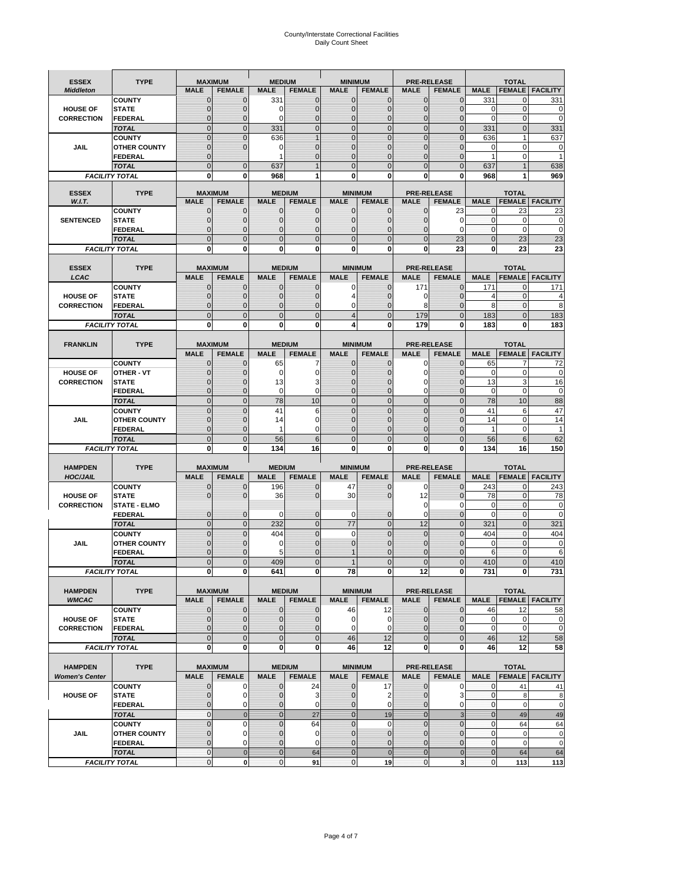# County/Interstate Correctional Facilities
Daily Count Sheet

| ESSEX *Middleton* | TYPE | MAXIMUM | | MEDIUM | | MINIMUM | | PRE-RELEASE | | TOTAL | | |
|---|---|---|---|---|---|---|---|---|---|---|---|---|
| | | MALE | FEMALE | MALE | FEMALE | MALE | FEMALE | MALE | FEMALE | MALE | FEMALE | FACILITY |
| HOUSE OF CORRECTION | COUNTY | 0 | 0 | 331 | 0 | 0 | 0 | 0 | 0 | 331 | 0 | 331 |
| | STATE | 0 | 0 | 0 | 0 | 0 | 0 | 0 | 0 | 0 | 0 | 0 |
| | FEDERAL | 0 | 0 | 0 | 0 | 0 | 0 | 0 | 0 | 0 | 0 | 0 |
| | *TOTAL* | 0 | 0 | 331 | 0 | 0 | 0 | 0 | 0 | 331 | 0 | 331 |
| JAIL | COUNTY | 0 | 0 | 636 | 1 | 0 | 0 | 0 | 0 | 636 | 1 | 637 |
| | OTHER COUNTY | 0 | 0 | 0 | 0 | 0 | 0 | 0 | 0 | 0 | 0 | 0 |
| | FEDERAL | 0 | | 1 | 0 | 0 | 0 | 0 | 0 | 1 | 0 | 1 |
| | *TOTAL* | 0 | 0 | 637 | 1 | 0 | 0 | 0 | 0 | 637 | 1 | 638 |
| *FACILITY TOTAL* | | **0** | **0** | **968** | **1** | **0** | **0** | **0** | **0** | **968** | **1** | **969** |

| ESSEX *W.I.T.* | TYPE | MAXIMUM | | MEDIUM | | MINIMUM | | PRE-RELEASE | | TOTAL | | |
|---|---|---|---|---|---|---|---|---|---|---|---|---|
| | | MALE | FEMALE | MALE | FEMALE | MALE | FEMALE | MALE | FEMALE | MALE | FEMALE | FACILITY |
| SENTENCED | COUNTY | 0 | 0 | 0 | 0 | 0 | 0 | 0 | 23 | 0 | 23 | 23 |
| | STATE | 0 | 0 | 0 | 0 | 0 | 0 | 0 | 0 | 0 | 0 | 0 |
| | FEDERAL | 0 | 0 | 0 | 0 | 0 | 0 | 0 | 0 | 0 | 0 | 0 |
| | *TOTAL* | 0 | 0 | 0 | 0 | 0 | 0 | 0 | 23 | 0 | 23 | 23 |
| *FACILITY TOTAL* | | **0** | **0** | **0** | **0** | **0** | **0** | **0** | **23** | **0** | **23** | **23** |

| ESSEX *LCAC* | TYPE | MAXIMUM | | MEDIUM | | MINIMUM | | PRE-RELEASE | | TOTAL | | |
|---|---|---|---|---|---|---|---|---|---|---|---|---|
| | | MALE | FEMALE | MALE | FEMALE | MALE | FEMALE | MALE | FEMALE | MALE | FEMALE | FACILITY |
| HOUSE OF CORRECTION | COUNTY | 0 | 0 | 0 | 0 | 0 | 0 | 171 | 0 | 171 | 0 | 171 |
| | STATE | 0 | 0 | 0 | 0 | 4 | 0 | 0 | 0 | 4 | 0 | 4 |
| | FEDERAL | 0 | 0 | 0 | 0 | 0 | 0 | 8 | 0 | 8 | 0 | 8 |
| | *TOTAL* | 0 | 0 | 0 | 0 | 4 | 0 | 179 | 0 | 183 | 0 | 183 |
| *FACILITY TOTAL* | | **0** | **0** | **0** | **0** | **4** | **0** | **179** | **0** | **183** | **0** | **183** |

| FRANKLIN | TYPE | MAXIMUM | | MEDIUM | | MINIMUM | | PRE-RELEASE | | TOTAL | | |
|---|---|---|---|---|---|---|---|---|---|---|---|---|
| | | MALE | FEMALE | MALE | FEMALE | MALE | FEMALE | MALE | FEMALE | MALE | FEMALE | FACILITY |
| HOUSE OF CORRECTION | COUNTY | 0 | 0 | 65 | 7 | 0 | 0 | 0 | 0 | 65 | 7 | 72 |
| | OTHER - VT | 0 | 0 | 0 | 0 | 0 | 0 | 0 | 0 | 0 | 0 | 0 |
| | STATE | 0 | 0 | 13 | 3 | 0 | 0 | 0 | 0 | 13 | 3 | 16 |
| | FEDERAL | 0 | 0 | 0 | 0 | 0 | 0 | 0 | 0 | 0 | 0 | 0 |
| | *TOTAL* | 0 | 0 | 78 | 10 | 0 | 0 | 0 | 0 | 78 | 10 | 88 |
| JAIL | COUNTY | 0 | 0 | 41 | 6 | 0 | 0 | 0 | 0 | 41 | 6 | 47 |
| | OTHER COUNTY | 0 | 0 | 14 | 0 | 0 | 0 | 0 | 0 | 14 | 0 | 14 |
| | FEDERAL | 0 | 0 | 1 | 0 | 0 | 0 | 0 | 0 | 1 | 0 | 1 |
| | *TOTAL* | 0 | 0 | 56 | 6 | 0 | 0 | 0 | 0 | 56 | 6 | 62 |
| *FACILITY TOTAL* | | **0** | **0** | **134** | **16** | **0** | **0** | **0** | **0** | **134** | **16** | **150** |

| HAMPDEN *HOC/JAIL* | TYPE | MAXIMUM | | MEDIUM | | MINIMUM | | PRE-RELEASE | | TOTAL | | |
|---|---|---|---|---|---|---|---|---|---|---|---|---|
| | | MALE | FEMALE | MALE | FEMALE | MALE | FEMALE | MALE | FEMALE | MALE | FEMALE | FACILITY |
| HOUSE OF CORRECTION | COUNTY | 0 | 0 | 196 | 0 | 47 | 0 | 0 | 0 | 243 | 0 | 243 |
| | STATE | 0 | 0 | 36 | 0 | 30 | 0 | 12 | 0 | 78 | 0 | 78 |
| | STATE - ELMO | | | | | | | 0 | 0 | 0 | 0 | 0 |
| | FEDERAL | 0 | 0 | 0 | 0 | 0 | 0 | 0 | 0 | 0 | 0 | 0 |
| | *TOTAL* | 0 | 0 | 232 | 0 | 77 | 0 | 12 | 0 | 321 | 0 | 321 |
| JAIL | COUNTY | 0 | 0 | 404 | 0 | 0 | 0 | 0 | 0 | 404 | 0 | 404 |
| | OTHER COUNTY | 0 | 0 | 0 | 0 | 0 | 0 | 0 | 0 | 0 | 0 | 0 |
| | FEDERAL | 0 | 0 | 5 | 0 | 1 | 0 | 0 | 0 | 6 | 0 | 6 |
| | *TOTAL* | 0 | 0 | 409 | 0 | 1 | 0 | 0 | 0 | 410 | 0 | 410 |
| *FACILITY TOTAL* | | **0** | **0** | **641** | **0** | **78** | **0** | **12** | **0** | **731** | **0** | **731** |

| HAMPDEN *WMCAC* | TYPE | MAXIMUM | | MEDIUM | | MINIMUM | | PRE-RELEASE | | TOTAL | | |
|---|---|---|---|---|---|---|---|---|---|---|---|---|
| | | MALE | FEMALE | MALE | FEMALE | MALE | FEMALE | MALE | FEMALE | MALE | FEMALE | FACILITY |
| HOUSE OF CORRECTION | COUNTY | 0 | 0 | 0 | 0 | 46 | 12 | 0 | 0 | 46 | 12 | 58 |
| | STATE | 0 | 0 | 0 | 0 | 0 | 0 | 0 | 0 | 0 | 0 | 0 |
| | FEDERAL | 0 | 0 | 0 | 0 | 0 | 0 | 0 | 0 | 0 | 0 | 0 |
| | *TOTAL* | 0 | 0 | 0 | 0 | 46 | 12 | 0 | 0 | 46 | 12 | 58 |
| *FACILITY TOTAL* | | **0** | **0** | **0** | **0** | **46** | **12** | **0** | **0** | **46** | **12** | **58** |

| HAMPDEN *Women's Center* | TYPE | MAXIMUM | | MEDIUM | | MINIMUM | | PRE-RELEASE | | TOTAL | | |
|---|---|---|---|---|---|---|---|---|---|---|---|---|
| | | MALE | FEMALE | MALE | FEMALE | MALE | FEMALE | MALE | FEMALE | MALE | FEMALE | FACILITY |
| HOUSE OF | COUNTY | 0 | 0 | 0 | 24 | 0 | 17 | 0 | 0 | 0 | 41 | 41 |
| | STATE | 0 | 0 | 0 | 3 | 0 | 2 | 0 | 3 | 0 | 8 | 8 |
| | FEDERAL | 0 | 0 | 0 | 0 | 0 | 0 | 0 | 0 | 0 | 0 | 0 |
| | *TOTAL* | 0 | 0 | 0 | 27 | 0 | 19 | 0 | 3 | 0 | 49 | 49 |
| JAIL | COUNTY | 0 | 0 | 0 | 64 | 0 | 0 | 0 | 0 | 0 | 64 | 64 |
| | OTHER COUNTY | 0 | 0 | 0 | 0 | 0 | 0 | 0 | 0 | 0 | 0 | 0 |
| | FEDERAL | 0 | 0 | 0 | 0 | 0 | 0 | 0 | 0 | 0 | 0 | 0 |
| | *TOTAL* | 0 | 0 | 0 | 64 | 0 | 0 | 0 | 0 | 0 | 64 | 64 |
| *FACILITY TOTAL* | | **0** | **0** | **0** | **91** | **0** | **19** | **0** | **3** | **0** | **113** | **113** |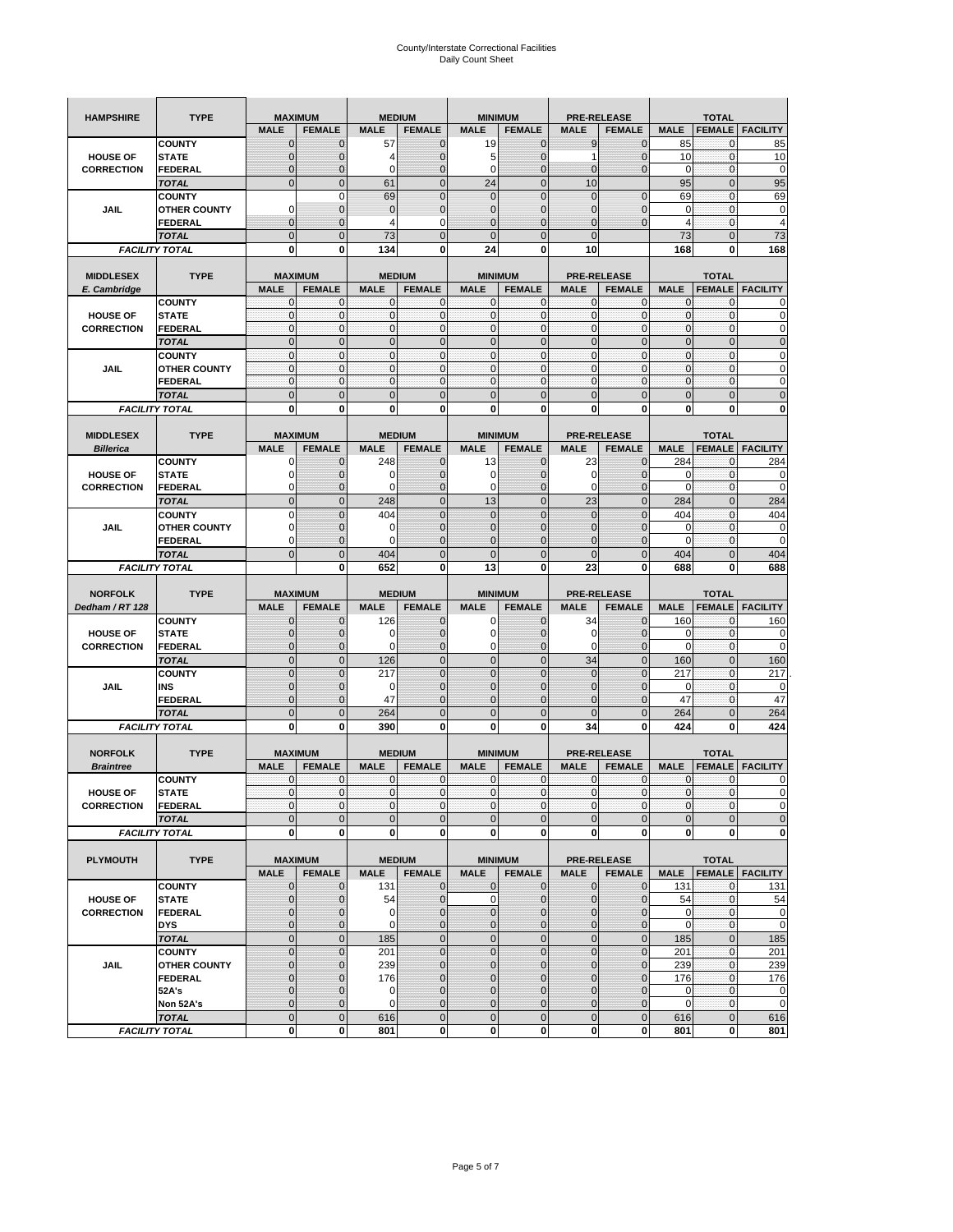# County/Interstate Correctional Facilities
## Daily Count Sheet

| HAMPSHIRE | TYPE | MAXIMUM | | MEDIUM | | MINIMUM | | PRE-RELEASE | | TOTAL | | |
|---|---|---|---|---|---|---|---|---|---|---|---|---|
| | | MALE | FEMALE | MALE | FEMALE | MALE | FEMALE | MALE | FEMALE | MALE | FEMALE | FACILITY |
| HOUSE OF CORRECTION | COUNTY | 0 | 0 | 57 | 0 | 19 | 0 | 9 | 0 | 85 | 0 | 85 |
| | STATE | 0 | 0 | 4 | 0 | 5 | 0 | 1 | 0 | 10 | 0 | 10 |
| | FEDERAL | 0 | 0 | 0 | 0 | 0 | 0 | 0 | 0 | 0 | 0 | 0 |
| | TOTAL | 0 | 0 | 61 | 0 | 24 | 0 | 10 | | 95 | 0 | 95 |
| JAIL | COUNTY | | 0 | 69 | 0 | 0 | 0 | 0 | 0 | 69 | 0 | 69 |
| | OTHER COUNTY | 0 | 0 | 0 | 0 | 0 | 0 | 0 | 0 | 0 | 0 | 0 |
| | FEDERAL | 0 | 0 | 4 | 0 | 0 | 0 | 0 | 0 | 4 | 0 | 4 |
| | TOTAL | 0 | 0 | 73 | 0 | 0 | 0 | 0 | | 73 | 0 | 73 |
| FACILITY TOTAL | | 0 | 0 | 134 | 0 | 24 | 0 | 10 | | 168 | 0 | 168 |

| MIDDLESEX E. Cambridge | TYPE | MAXIMUM | | MEDIUM | | MINIMUM | | PRE-RELEASE | | TOTAL | | |
|---|---|---|---|---|---|---|---|---|---|---|---|---|
| | | MALE | FEMALE | MALE | FEMALE | MALE | FEMALE | MALE | FEMALE | MALE | FEMALE | FACILITY |
| HOUSE OF CORRECTION | COUNTY | 0 | 0 | 0 | 0 | 0 | 0 | 0 | 0 | 0 | 0 | 0 |
| | STATE | 0 | 0 | 0 | 0 | 0 | 0 | 0 | 0 | 0 | 0 | 0 |
| | FEDERAL | 0 | 0 | 0 | 0 | 0 | 0 | 0 | 0 | 0 | 0 | 0 |
| | TOTAL | 0 | 0 | 0 | 0 | 0 | 0 | 0 | 0 | 0 | 0 | 0 |
| JAIL | COUNTY | 0 | 0 | 0 | 0 | 0 | 0 | 0 | 0 | 0 | 0 | 0 |
| | OTHER COUNTY | 0 | 0 | 0 | 0 | 0 | 0 | 0 | 0 | 0 | 0 | 0 |
| | FEDERAL | 0 | 0 | 0 | 0 | 0 | 0 | 0 | 0 | 0 | 0 | 0 |
| | TOTAL | 0 | 0 | 0 | 0 | 0 | 0 | 0 | 0 | 0 | 0 | 0 |
| FACILITY TOTAL | | 0 | 0 | 0 | 0 | 0 | 0 | 0 | 0 | 0 | 0 | 0 |

| MIDDLESEX Billerica | TYPE | MAXIMUM | | MEDIUM | | MINIMUM | | PRE-RELEASE | | TOTAL | | |
|---|---|---|---|---|---|---|---|---|---|---|---|---|
| | | MALE | FEMALE | MALE | FEMALE | MALE | FEMALE | MALE | FEMALE | MALE | FEMALE | FACILITY |
| HOUSE OF CORRECTION | COUNTY | 0 | 0 | 248 | 0 | 13 | 0 | 23 | 0 | 284 | 0 | 284 |
| | STATE | 0 | 0 | 0 | 0 | 0 | 0 | 0 | 0 | 0 | 0 | 0 |
| | FEDERAL | 0 | 0 | 0 | 0 | 0 | 0 | 0 | 0 | 0 | 0 | 0 |
| | TOTAL | 0 | 0 | 248 | 0 | 13 | 0 | 23 | 0 | 284 | 0 | 284 |
| JAIL | COUNTY | 0 | 0 | 404 | 0 | 0 | 0 | 0 | 0 | 404 | 0 | 404 |
| | OTHER COUNTY | 0 | 0 | 0 | 0 | 0 | 0 | 0 | 0 | 0 | 0 | 0 |
| | FEDERAL | 0 | 0 | 0 | 0 | 0 | 0 | 0 | 0 | 0 | 0 | 0 |
| | TOTAL | 0 | 0 | 404 | 0 | 0 | 0 | 0 | 0 | 404 | 0 | 404 |
| FACILITY TOTAL | | | 0 | 652 | 0 | 13 | 0 | 23 | 0 | 688 | 0 | 688 |

| NORFOLK Dedham / RT 128 | TYPE | MAXIMUM | | MEDIUM | | MINIMUM | | PRE-RELEASE | | TOTAL | | |
|---|---|---|---|---|---|---|---|---|---|---|---|---|
| | | MALE | FEMALE | MALE | FEMALE | MALE | FEMALE | MALE | FEMALE | MALE | FEMALE | FACILITY |
| HOUSE OF CORRECTION | COUNTY | 0 | 0 | 126 | 0 | 0 | 0 | 34 | 0 | 160 | 0 | 160 |
| | STATE | 0 | 0 | 0 | 0 | 0 | 0 | 0 | 0 | 0 | 0 | 0 |
| | FEDERAL | 0 | 0 | 0 | 0 | 0 | 0 | 0 | 0 | 0 | 0 | 0 |
| | TOTAL | 0 | 0 | 126 | 0 | 0 | 0 | 34 | 0 | 160 | 0 | 160 |
| JAIL | COUNTY | 0 | 0 | 217 | 0 | 0 | 0 | 0 | 0 | 217 | 0 | 217 |
| | INS | 0 | 0 | 0 | 0 | 0 | 0 | 0 | 0 | 0 | 0 | 0 |
| | FEDERAL | 0 | 0 | 47 | 0 | 0 | 0 | 0 | 0 | 47 | 0 | 47 |
| | TOTAL | 0 | 0 | 264 | 0 | 0 | 0 | 0 | 0 | 264 | 0 | 264 |
| FACILITY TOTAL | | 0 | 0 | 390 | 0 | 0 | 0 | 34 | 0 | 424 | 0 | 424 |

| NORFOLK Braintree | TYPE | MAXIMUM | | MEDIUM | | MINIMUM | | PRE-RELEASE | | TOTAL | | |
|---|---|---|---|---|---|---|---|---|---|---|---|---|
| | | MALE | FEMALE | MALE | FEMALE | MALE | FEMALE | MALE | FEMALE | MALE | FEMALE | FACILITY |
| HOUSE OF CORRECTION | COUNTY | 0 | 0 | 0 | 0 | 0 | 0 | 0 | 0 | 0 | 0 | 0 |
| | STATE | 0 | 0 | 0 | 0 | 0 | 0 | 0 | 0 | 0 | 0 | 0 |
| | FEDERAL | 0 | 0 | 0 | 0 | 0 | 0 | 0 | 0 | 0 | 0 | 0 |
| | TOTAL | 0 | 0 | 0 | 0 | 0 | 0 | 0 | 0 | 0 | 0 | 0 |
| FACILITY TOTAL | | 0 | 0 | 0 | 0 | 0 | 0 | 0 | 0 | 0 | 0 | 0 |

| PLYMOUTH | TYPE | MAXIMUM | | MEDIUM | | MINIMUM | | PRE-RELEASE | | TOTAL | | |
|---|---|---|---|---|---|---|---|---|---|---|---|---|
| | | MALE | FEMALE | MALE | FEMALE | MALE | FEMALE | MALE | FEMALE | MALE | FEMALE | FACILITY |
| HOUSE OF CORRECTION | COUNTY | 0 | 0 | 131 | 0 | 0 | 0 | 0 | 0 | 131 | 0 | 131 |
| | STATE | 0 | 0 | 54 | 0 | 0 | 0 | 0 | 0 | 54 | 0 | 54 |
| | FEDERAL | 0 | 0 | 0 | 0 | 0 | 0 | 0 | 0 | 0 | 0 | 0 |
| | DYS | 0 | 0 | 0 | 0 | 0 | 0 | 0 | 0 | 0 | 0 | 0 |
| | TOTAL | 0 | 0 | 185 | 0 | 0 | 0 | 0 | 0 | 185 | 0 | 185 |
| JAIL | COUNTY | 0 | 0 | 201 | 0 | 0 | 0 | 0 | 0 | 201 | 0 | 201 |
| | OTHER COUNTY | 0 | 0 | 239 | 0 | 0 | 0 | 0 | 0 | 239 | 0 | 239 |
| | FEDERAL | 0 | 0 | 176 | 0 | 0 | 0 | 0 | 0 | 176 | 0 | 176 |
| | 52A's | 0 | 0 | 0 | 0 | 0 | 0 | 0 | 0 | 0 | 0 | 0 |
| | Non 52A's | 0 | 0 | 0 | 0 | 0 | 0 | 0 | 0 | 0 | 0 | 0 |
| | TOTAL | 0 | 0 | 616 | 0 | 0 | 0 | 0 | 0 | 616 | 0 | 616 |
| FACILITY TOTAL | | 0 | 0 | 801 | 0 | 0 | 0 | 0 | 0 | 801 | 0 | 801 |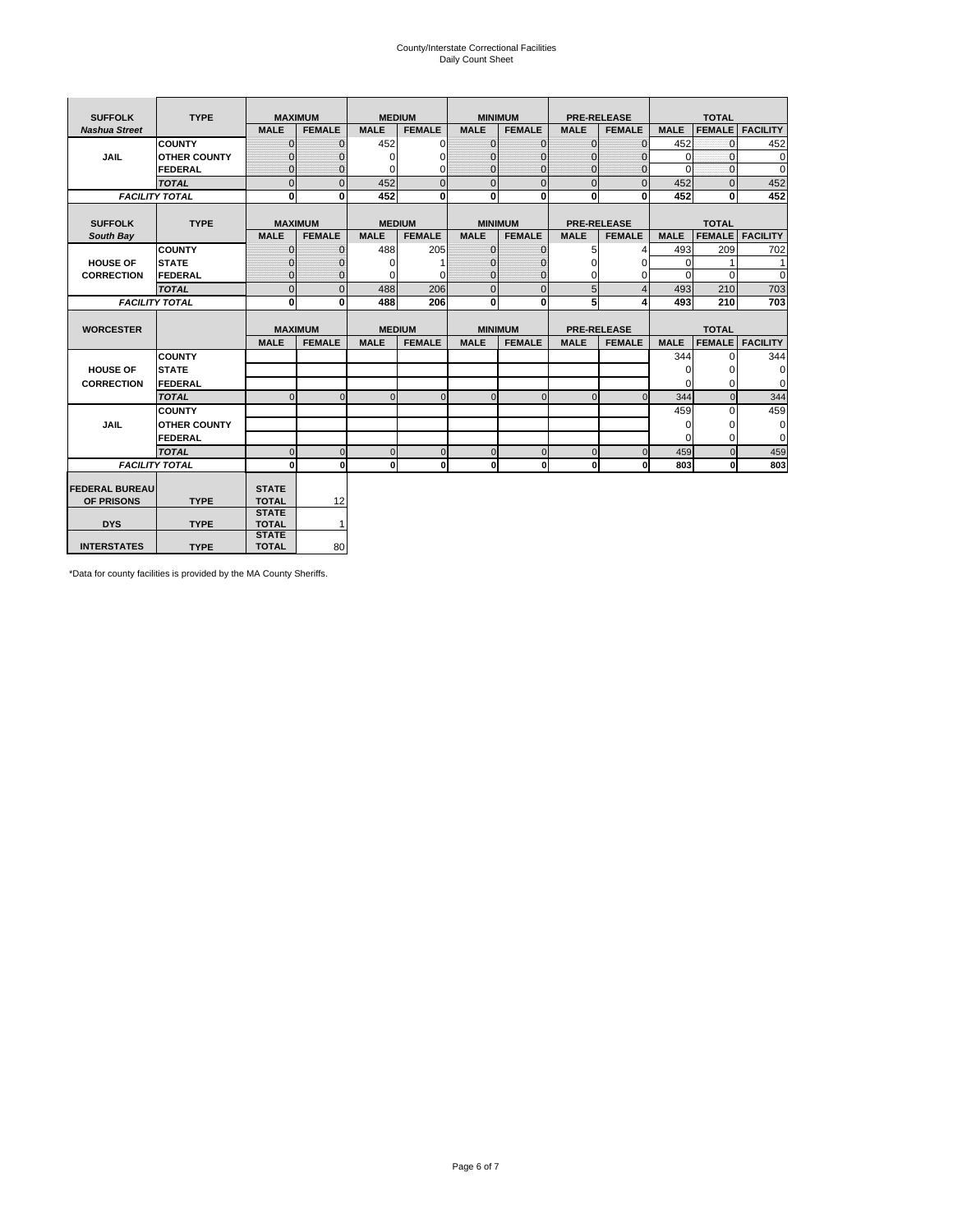# County/Interstate Correctional Facilities
## Daily Count Sheet

| SUFFOLK | TYPE | MAXIMUM | | MEDIUM | | MINIMUM | | PRE-RELEASE | | TOTAL | | |
|---|---|---|---|---|---|---|---|---|---|---|---|---|
| *Nashua Street* | | MALE | FEMALE | MALE | FEMALE | MALE | FEMALE | MALE | FEMALE | MALE | FEMALE | FACILITY |
| JAIL | COUNTY | 0 | 0 | 452 | 0 | 0 | 0 | 0 | 0 | 452 | 0 | 452 |
| | OTHER COUNTY | 0 | 0 | 0 | 0 | 0 | 0 | 0 | 0 | 0 | 0 | 0 |
| | FEDERAL | 0 | 0 | 0 | 0 | 0 | 0 | 0 | 0 | 0 | 0 | 0 |
| | *TOTAL* | 0 | 0 | 452 | 0 | 0 | 0 | 0 | 0 | 452 | 0 | 452 |
| *FACILITY TOTAL* | | 0 | 0 | 452 | 0 | 0 | 0 | 0 | 0 | 452 | 0 | 452 |

| SUFFOLK | TYPE | MAXIMUM | | MEDIUM | | MINIMUM | | PRE-RELEASE | | TOTAL | | |
|---|---|---|---|---|---|---|---|---|---|---|---|---|
| *South Bay* | | MALE | FEMALE | MALE | FEMALE | MALE | FEMALE | MALE | FEMALE | MALE | FEMALE | FACILITY |
| HOUSE OF CORRECTION | COUNTY | 0 | 0 | 488 | 205 | 0 | 0 | 5 | 4 | 493 | 209 | 702 |
| | STATE | 0 | 0 | 0 | 1 | 0 | 0 | 0 | 0 | 0 | 1 | 1 |
| | FEDERAL | 0 | 0 | 0 | 0 | 0 | 0 | 0 | 0 | 0 | 0 | 0 |
| | *TOTAL* | 0 | 0 | 488 | 206 | 0 | 0 | 5 | 4 | 493 | 210 | 703 |
| *FACILITY TOTAL* | | 0 | 0 | 488 | 206 | 0 | 0 | 5 | 4 | 493 | 210 | 703 |

| WORCESTER | | MAXIMUM | | MEDIUM | | MINIMUM | | PRE-RELEASE | | TOTAL | | |
|---|---|---|---|---|---|---|---|---|---|---|---|---|
| | | MALE | FEMALE | MALE | FEMALE | MALE | FEMALE | MALE | FEMALE | MALE | FEMALE | FACILITY |
| HOUSE OF CORRECTION | COUNTY | | | | | | | | | 344 | 0 | 344 |
| | STATE | | | | | | | | | 0 | 0 | 0 |
| | FEDERAL | | | | | | | | | 0 | 0 | 0 |
| | *TOTAL* | 0 | 0 | 0 | 0 | 0 | 0 | 0 | 0 | 344 | 0 | 344 |
| JAIL | COUNTY | | | | | | | | | 459 | 0 | 459 |
| | OTHER COUNTY | | | | | | | | | 0 | 0 | 0 |
| | FEDERAL | | | | | | | | | 0 | 0 | 0 |
| | *TOTAL* | 0 | 0 | 0 | 0 | 0 | 0 | 0 | 0 | 459 | 0 | 459 |
| *FACILITY TOTAL* | | 0 | 0 | 0 | 0 | 0 | 0 | 0 | 0 | 803 | 0 | 803 |

| | | | |
|---|---|---|---|
| FEDERAL BUREAU OF PRISONS | TYPE | STATE TOTAL | 12 |
| DYS | TYPE | STATE TOTAL | 1 |
| INTERSTATES | TYPE | STATE TOTAL | 80 |

*Data for county facilities is provided by the MA County Sheriffs.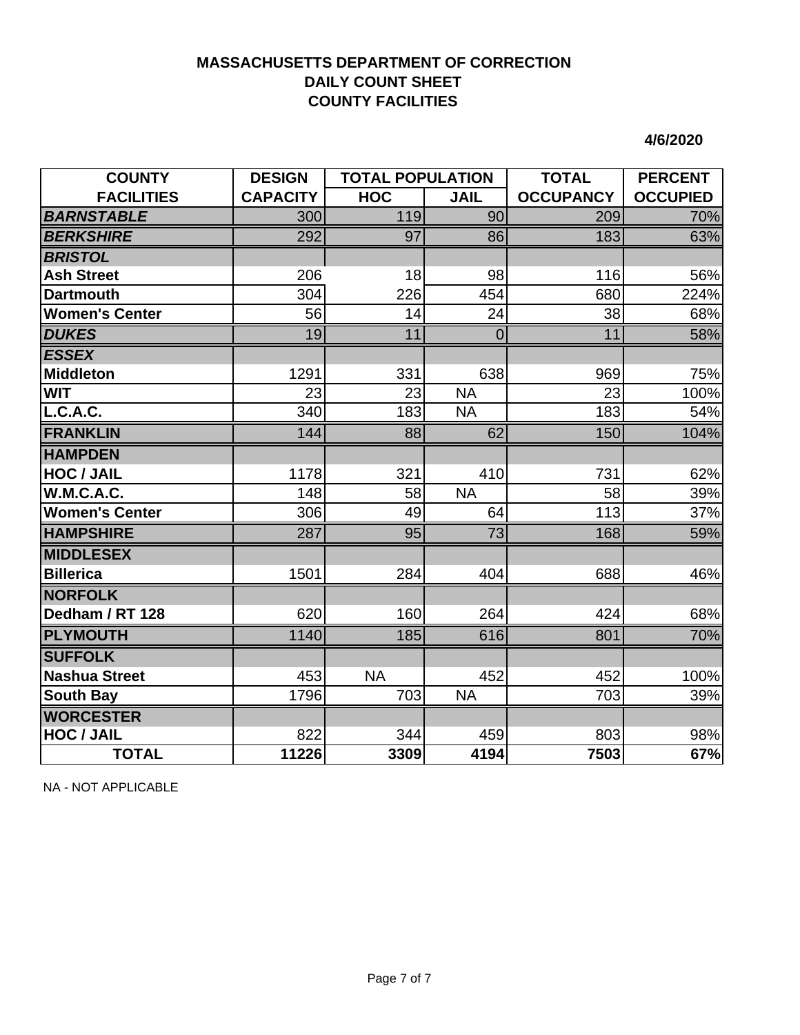**MASSACHUSETTS DEPARTMENT OF CORRECTION**
**DAILY COUNT SHEET**
**COUNTY FACILITIES**

**4/6/2020**

| COUNTY FACILITIES | DESIGN CAPACITY | TOTAL POPULATION | | TOTAL OCCUPANCY | PERCENT OCCUPIED |
|---|---|---|---|---|---|
| | | HOC | JAIL | | |
| ***BARNSTABLE*** | 300 | 119 | 90 | 209 | 70% |
| ***BERKSHIRE*** | 292 | 97 | 86 | 183 | 63% |
| ***BRISTOL*** | | | | | |
| **Ash Street** | 206 | 18 | 98 | 116 | 56% |
| **Dartmouth** | 304 | 226 | 454 | 680 | 224% |
| **Women's Center** | 56 | 14 | 24 | 38 | 68% |
| ***DUKES*** | 19 | 11 | 0 | 11 | 58% |
| ***ESSEX*** | | | | | |
| **Middleton** | 1291 | 331 | 638 | 969 | 75% |
| **WIT** | 23 | 23 | NA | 23 | 100% |
| **L.C.A.C.** | 340 | 183 | NA | 183 | 54% |
| **FRANKLIN** | 144 | 88 | 62 | 150 | 104% |
| **HAMPDEN** | | | | | |
| **HOC / JAIL** | 1178 | 321 | 410 | 731 | 62% |
| **W.M.C.A.C.** | 148 | 58 | NA | 58 | 39% |
| **Women's Center** | 306 | 49 | 64 | 113 | 37% |
| **HAMPSHIRE** | 287 | 95 | 73 | 168 | 59% |
| **MIDDLESEX** | | | | | |
| **Billerica** | 1501 | 284 | 404 | 688 | 46% |
| **NORFOLK** | | | | | |
| **Dedham / RT 128** | 620 | 160 | 264 | 424 | 68% |
| **PLYMOUTH** | 1140 | 185 | 616 | 801 | 70% |
| **SUFFOLK** | | | | | |
| **Nashua Street** | 453 | NA | 452 | 452 | 100% |
| **South Bay** | 1796 | 703 | NA | 703 | 39% |
| **WORCESTER** | | | | | |
| **HOC / JAIL** | 822 | 344 | 459 | 803 | 98% |
| **TOTAL** | **11226** | **3309** | **4194** | **7503** | **67%** |

NA - NOT APPLICABLE